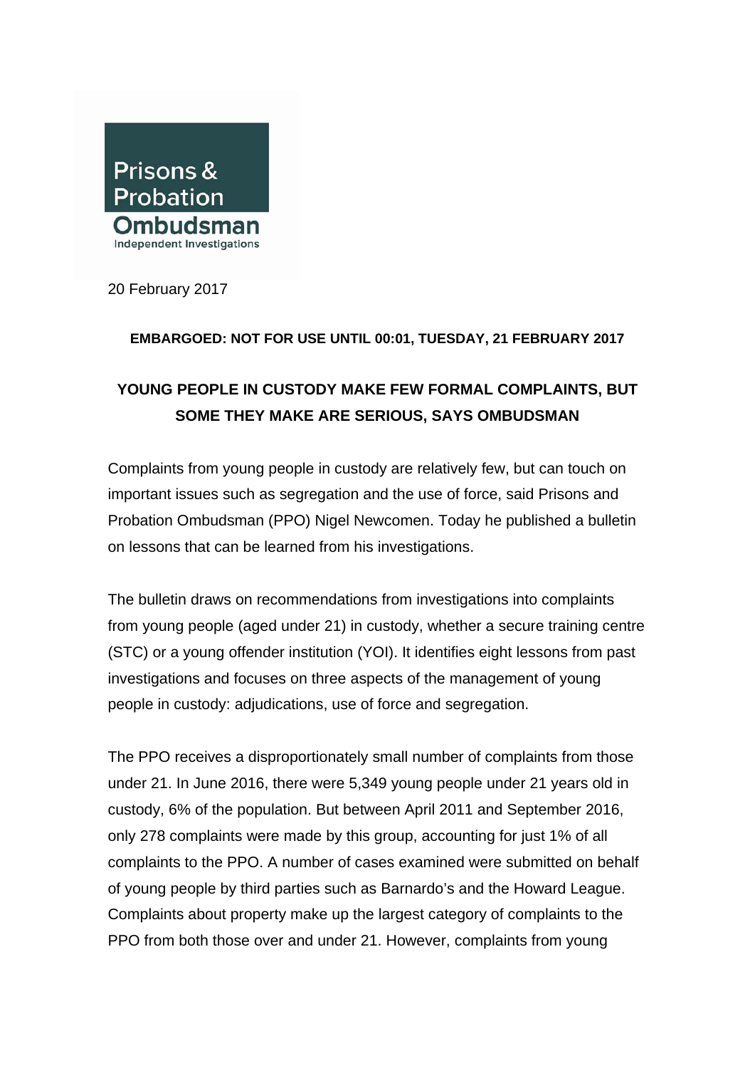Prisons & Probation Ombudsman

Independent Investigations

20 February 2017

**EMBARGOED: NOT FOR USE UNTIL 00:01, TUESDAY, 21 FEBRUARY 2017**

# YOUNG PEOPLE IN CUSTODY MAKE FEW FORMAL COMPLAINTS, BUT SOME THEY MAKE ARE SERIOUS, SAYS OMBUDSMAN

Complaints from young people in custody are relatively few, but can touch on important issues such as segregation and the use of force, said Prisons and Probation Ombudsman (PPO) Nigel Newcomen. Today he published a bulletin on lessons that can be learned from his investigations.

The bulletin draws on recommendations from investigations into complaints from young people (aged under 21) in custody, whether a secure training centre (STC) or a young offender institution (YOI). It identifies eight lessons from past investigations and focuses on three aspects of the management of young people in custody: adjudications, use of force and segregation.

The PPO receives a disproportionately small number of complaints from those under 21. In June 2016, there were 5,349 young people under 21 years old in custody, 6% of the population. But between April 2011 and September 2016, only 278 complaints were made by this group, accounting for just 1% of all complaints to the PPO. A number of cases examined were submitted on behalf of young people by third parties such as Barnardo's and the Howard League. Complaints about property make up the largest category of complaints to the PPO from both those over and under 21. However, complaints from young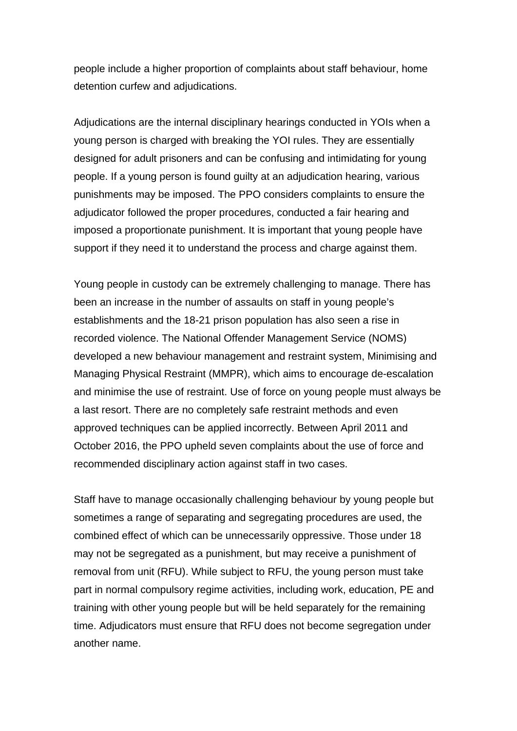people include a higher proportion of complaints about staff behaviour, home detention curfew and adjudications.

Adjudications are the internal disciplinary hearings conducted in YOIs when a young person is charged with breaking the YOI rules. They are essentially designed for adult prisoners and can be confusing and intimidating for young people. If a young person is found guilty at an adjudication hearing, various punishments may be imposed. The PPO considers complaints to ensure the adjudicator followed the proper procedures, conducted a fair hearing and imposed a proportionate punishment. It is important that young people have support if they need it to understand the process and charge against them.

Young people in custody can be extremely challenging to manage. There has been an increase in the number of assaults on staff in young people's establishments and the 18-21 prison population has also seen a rise in recorded violence. The National Offender Management Service (NOMS) developed a new behaviour management and restraint system, Minimising and Managing Physical Restraint (MMPR), which aims to encourage de-escalation and minimise the use of restraint. Use of force on young people must always be a last resort. There are no completely safe restraint methods and even approved techniques can be applied incorrectly. Between April 2011 and October 2016, the PPO upheld seven complaints about the use of force and recommended disciplinary action against staff in two cases.

Staff have to manage occasionally challenging behaviour by young people but sometimes a range of separating and segregating procedures are used, the combined effect of which can be unnecessarily oppressive. Those under 18 may not be segregated as a punishment, but may receive a punishment of removal from unit (RFU). While subject to RFU, the young person must take part in normal compulsory regime activities, including work, education, PE and training with other young people but will be held separately for the remaining time. Adjudicators must ensure that RFU does not become segregation under another name.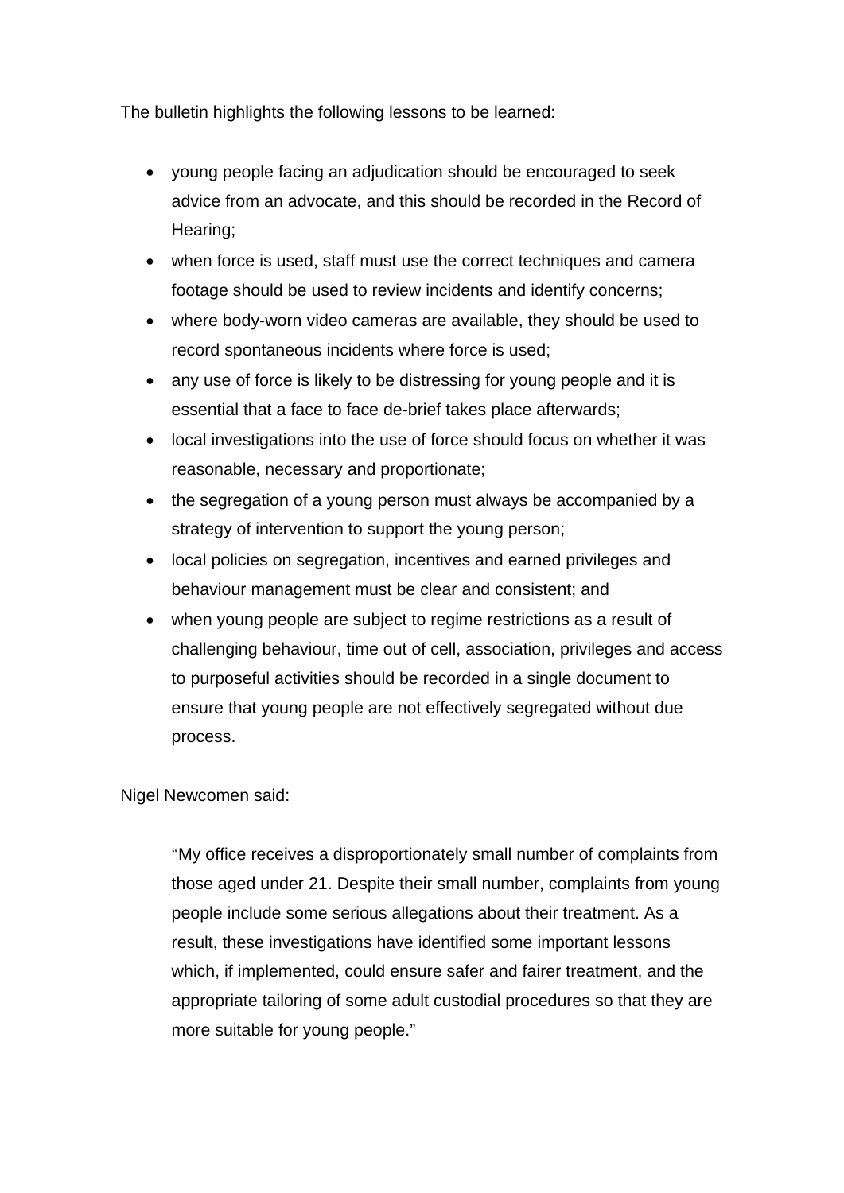The bulletin highlights the following lessons to be learned:

- young people facing an adjudication should be encouraged to seek advice from an advocate, and this should be recorded in the Record of Hearing;
- when force is used, staff must use the correct techniques and camera footage should be used to review incidents and identify concerns;
- where body-worn video cameras are available, they should be used to record spontaneous incidents where force is used;
- any use of force is likely to be distressing for young people and it is essential that a face to face de-brief takes place afterwards;
- local investigations into the use of force should focus on whether it was reasonable, necessary and proportionate;
- the segregation of a young person must always be accompanied by a strategy of intervention to support the young person;
- local policies on segregation, incentives and earned privileges and behaviour management must be clear and consistent; and
- when young people are subject to regime restrictions as a result of challenging behaviour, time out of cell, association, privileges and access to purposeful activities should be recorded in a single document to ensure that young people are not effectively segregated without due process.

Nigel Newcomen said:

> "My office receives a disproportionately small number of complaints from those aged under 21. Despite their small number, complaints from young people include some serious allegations about their treatment. As a result, these investigations have identified some important lessons which, if implemented, could ensure safer and fairer treatment, and the appropriate tailoring of some adult custodial procedures so that they are more suitable for young people."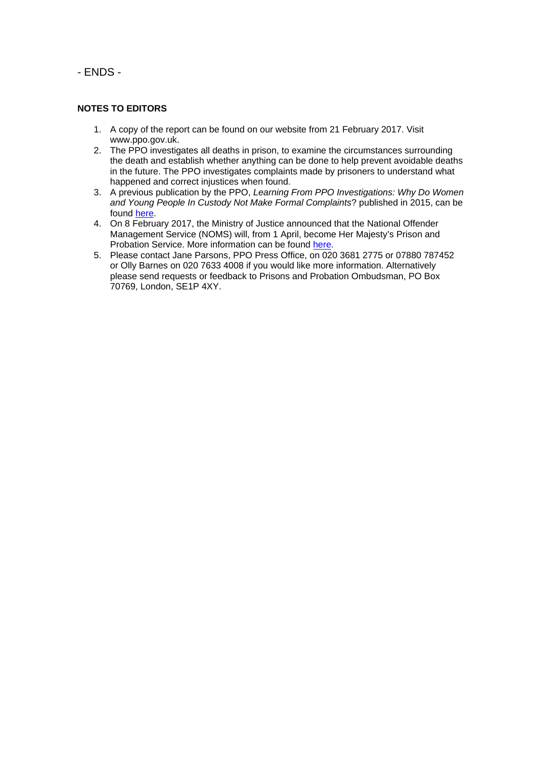- ENDS -

**NOTES TO EDITORS**

1. A copy of the report can be found on our website from 21 February 2017. Visit www.ppo.gov.uk.
2. The PPO investigates all deaths in prison, to examine the circumstances surrounding the death and establish whether anything can be done to help prevent avoidable deaths in the future. The PPO investigates complaints made by prisoners to understand what happened and correct injustices when found.
3. A previous publication by the PPO, *Learning From PPO Investigations: Why Do Women and Young People In Custody Not Make Formal Complaints*? published in 2015, can be found here.
4. On 8 February 2017, the Ministry of Justice announced that the National Offender Management Service (NOMS) will, from 1 April, become Her Majesty's Prison and Probation Service. More information can be found here.
5. Please contact Jane Parsons, PPO Press Office, on 020 3681 2775 or 07880 787452 or Olly Barnes on 020 7633 4008 if you would like more information. Alternatively please send requests or feedback to Prisons and Probation Ombudsman, PO Box 70769, London, SE1P 4XY.